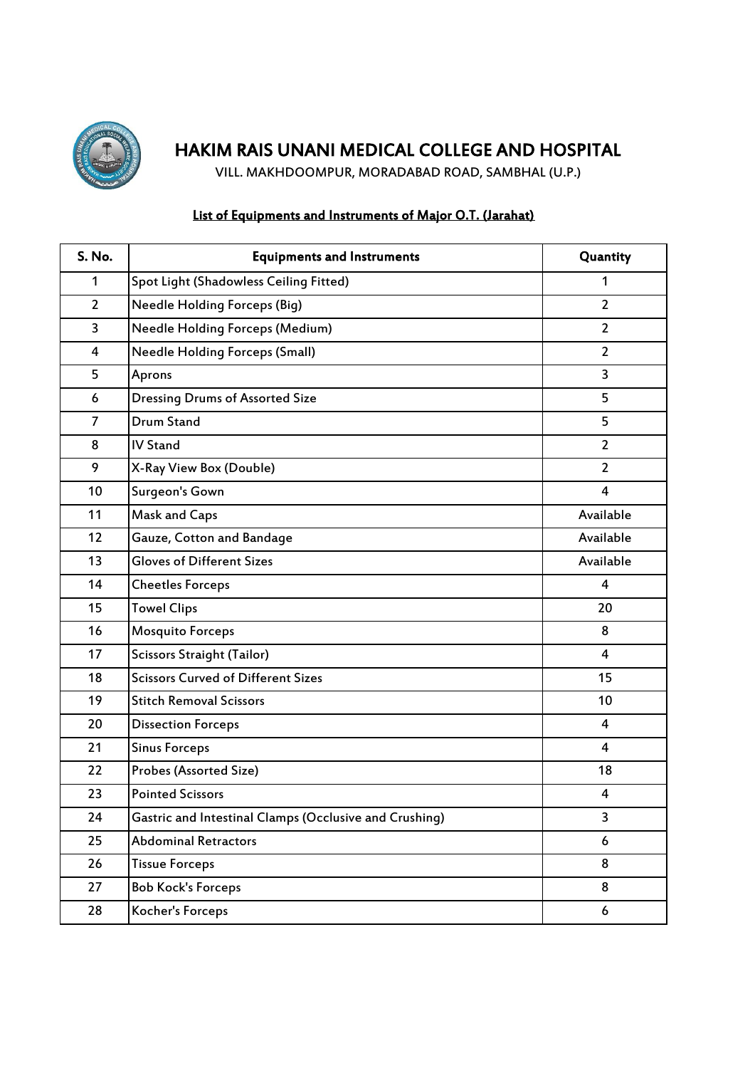# HAKIM RAIS UNANI MEDICAL COLLEGE AND HOSPITAL

VILL. MAKHDOOMPUR, MORADABAD ROAD, SAMBHAL (U.P.)

## List of Equipments and Instruments of Major O.T. (Jarahat)

| S. No. | Equipments and Instruments | Quantity |
|---|---|---|
| 1 | Spot Light (Shadowless Ceiling Fitted) | 1 |
| 2 | Needle Holding Forceps (Big) | 2 |
| 3 | Needle Holding Forceps (Medium) | 2 |
| 4 | Needle Holding Forceps (Small) | 2 |
| 5 | Aprons | 3 |
| 6 | Dressing Drums of Assorted Size | 5 |
| 7 | Drum Stand | 5 |
| 8 | IV Stand | 2 |
| 9 | X-Ray View Box (Double) | 2 |
| 10 | Surgeon's Gown | 4 |
| 11 | Mask and Caps | Available |
| 12 | Gauze, Cotton and Bandage | Available |
| 13 | Gloves of Different Sizes | Available |
| 14 | Cheetles Forceps | 4 |
| 15 | Towel Clips | 20 |
| 16 | Mosquito Forceps | 8 |
| 17 | Scissors Straight (Tailor) | 4 |
| 18 | Scissors Curved of Different Sizes | 15 |
| 19 | Stitch Removal Scissors | 10 |
| 20 | Dissection Forceps | 4 |
| 21 | Sinus Forceps | 4 |
| 22 | Probes (Assorted Size) | 18 |
| 23 | Pointed Scissors | 4 |
| 24 | Gastric and Intestinal Clamps (Occlusive and Crushing) | 3 |
| 25 | Abdominal Retractors | 6 |
| 26 | Tissue Forceps | 8 |
| 27 | Bob Kock's Forceps | 8 |
| 28 | Kocher's Forceps | 6 |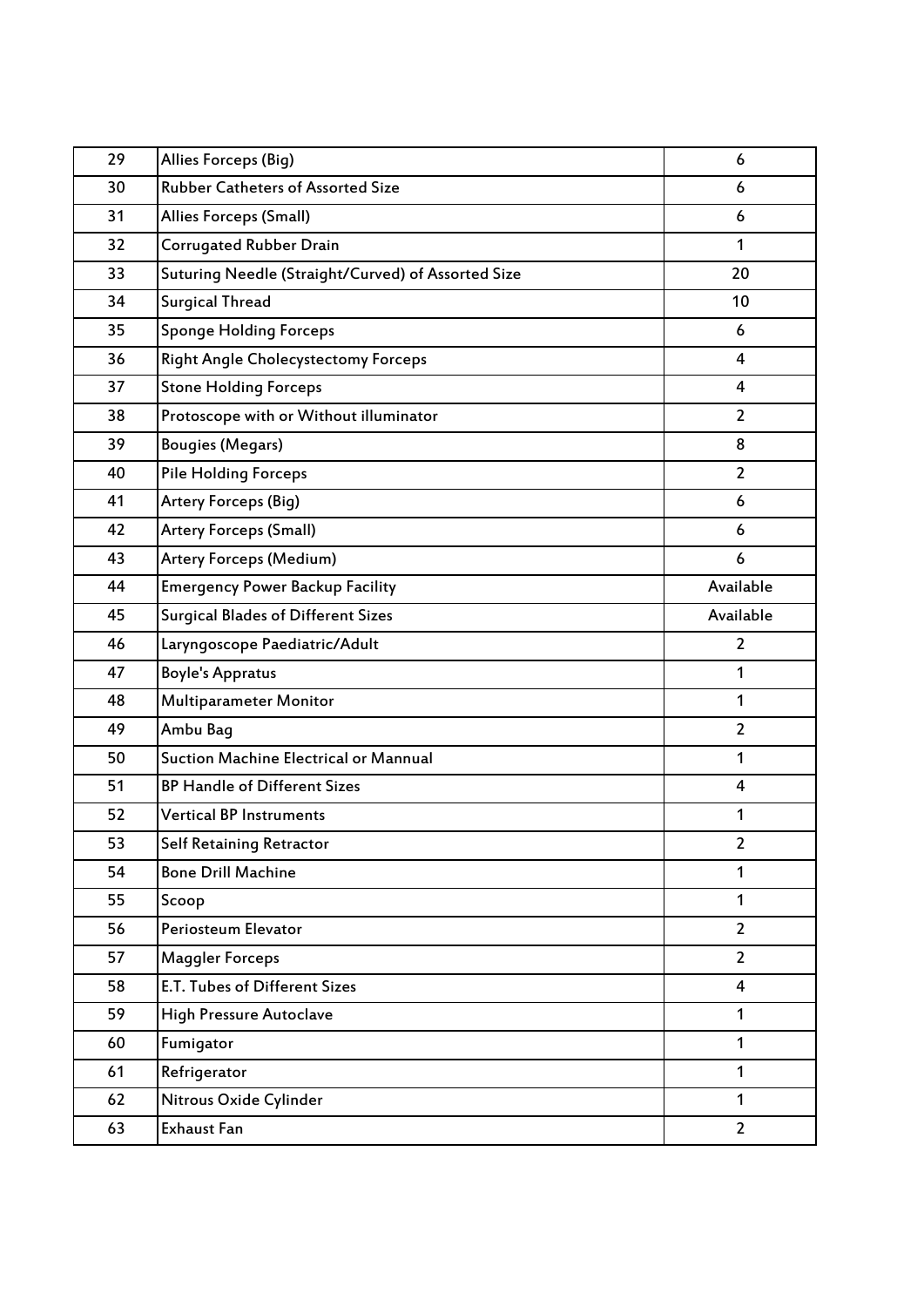| 29 | Allies Forceps (Big) | 6 |
|---|---|---|
| 30 | Rubber Catheters of Assorted Size | 6 |
| 31 | Allies Forceps (Small) | 6 |
| 32 | Corrugated Rubber Drain | 1 |
| 33 | Suturing Needle (Straight/Curved) of Assorted Size | 20 |
| 34 | Surgical Thread | 10 |
| 35 | Sponge Holding Forceps | 6 |
| 36 | Right Angle Cholecystectomy Forceps | 4 |
| 37 | Stone Holding Forceps | 4 |
| 38 | Protoscope with or Without illuminator | 2 |
| 39 | Bougies (Megars) | 8 |
| 40 | Pile Holding Forceps | 2 |
| 41 | Artery Forceps (Big) | 6 |
| 42 | Artery Forceps (Small) | 6 |
| 43 | Artery Forceps (Medium) | 6 |
| 44 | Emergency Power Backup Facility | Available |
| 45 | Surgical Blades of Different Sizes | Available |
| 46 | Laryngoscope Paediatric/Adult | 2 |
| 47 | Boyle's Appratus | 1 |
| 48 | Multiparameter Monitor | 1 |
| 49 | Ambu Bag | 2 |
| 50 | Suction Machine Electrical or Mannual | 1 |
| 51 | BP Handle of Different Sizes | 4 |
| 52 | Vertical BP Instruments | 1 |
| 53 | Self Retaining Retractor | 2 |
| 54 | Bone Drill Machine | 1 |
| 55 | Scoop | 1 |
| 56 | Periosteum Elevator | 2 |
| 57 | Maggler Forceps | 2 |
| 58 | E.T. Tubes of Different Sizes | 4 |
| 59 | High Pressure Autoclave | 1 |
| 60 | Fumigator | 1 |
| 61 | Refrigerator | 1 |
| 62 | Nitrous Oxide Cylinder | 1 |
| 63 | Exhaust Fan | 2 |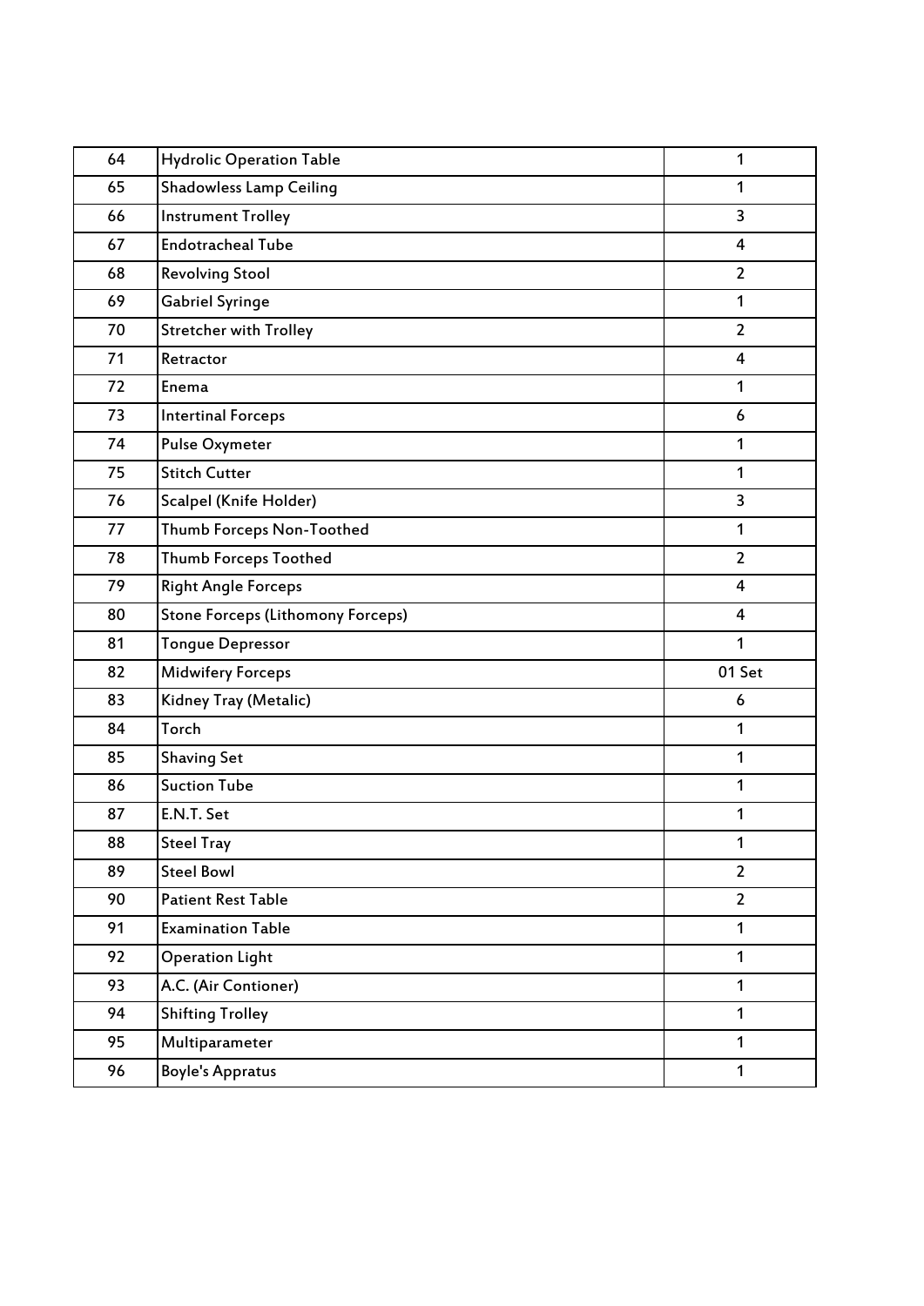| | | |
|---|---|---|
| 64 | Hydrolic Operation Table | 1 |
| 65 | Shadowless Lamp Ceiling | 1 |
| 66 | Instrument Trolley | 3 |
| 67 | Endotracheal Tube | 4 |
| 68 | Revolving Stool | 2 |
| 69 | Gabriel Syringe | 1 |
| 70 | Stretcher with Trolley | 2 |
| 71 | Retractor | 4 |
| 72 | Enema | 1 |
| 73 | Intertinal Forceps | 6 |
| 74 | Pulse Oxymeter | 1 |
| 75 | Stitch Cutter | 1 |
| 76 | Scalpel (Knife Holder) | 3 |
| 77 | Thumb Forceps Non-Toothed | 1 |
| 78 | Thumb Forceps Toothed | 2 |
| 79 | Right Angle Forceps | 4 |
| 80 | Stone Forceps (Lithomony Forceps) | 4 |
| 81 | Tongue Depressor | 1 |
| 82 | Midwifery Forceps | 01 Set |
| 83 | Kidney Tray (Metalic) | 6 |
| 84 | Torch | 1 |
| 85 | Shaving Set | 1 |
| 86 | Suction Tube | 1 |
| 87 | E.N.T. Set | 1 |
| 88 | Steel Tray | 1 |
| 89 | Steel Bowl | 2 |
| 90 | Patient Rest Table | 2 |
| 91 | Examination Table | 1 |
| 92 | Operation Light | 1 |
| 93 | A.C. (Air Contioner) | 1 |
| 94 | Shifting Trolley | 1 |
| 95 | Multiparameter | 1 |
| 96 | Boyle's Appratus | 1 |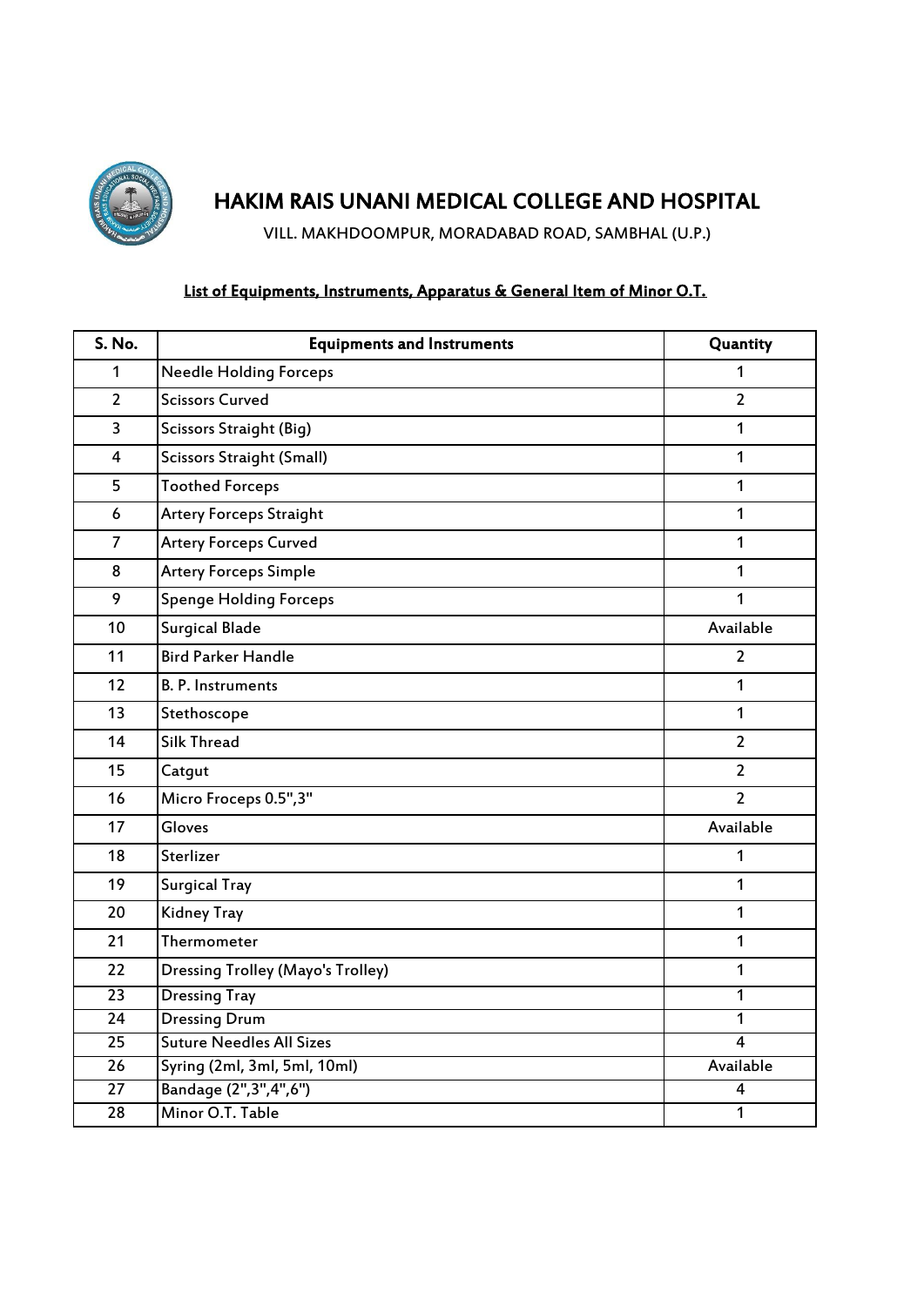# HAKIM RAIS UNANI MEDICAL COLLEGE AND HOSPITAL

VILL. MAKHDOOMPUR, MORADABAD ROAD, SAMBHAL (U.P.)

**List of Equipments, Instruments, Apparatus & General Item of Minor O.T.**

| S. No. | Equipments and Instruments | Quantity |
|---|---|---|
| 1 | Needle Holding Forceps | 1 |
| 2 | Scissors Curved | 2 |
| 3 | Scissors Straight (Big) | 1 |
| 4 | Scissors Straight (Small) | 1 |
| 5 | Toothed Forceps | 1 |
| 6 | Artery Forceps Straight | 1 |
| 7 | Artery Forceps Curved | 1 |
| 8 | Artery Forceps Simple | 1 |
| 9 | Spenge Holding Forceps | 1 |
| 10 | Surgical Blade | Available |
| 11 | Bird Parker Handle | 2 |
| 12 | B. P. Instruments | 1 |
| 13 | Stethoscope | 1 |
| 14 | Silk Thread | 2 |
| 15 | Catgut | 2 |
| 16 | Micro Froceps 0.5",3" | 2 |
| 17 | Gloves | Available |
| 18 | Sterlizer | 1 |
| 19 | Surgical Tray | 1 |
| 20 | Kidney Tray | 1 |
| 21 | Thermometer | 1 |
| 22 | Dressing Trolley (Mayo's Trolley) | 1 |
| 23 | Dressing Tray | 1 |
| 24 | Dressing Drum | 1 |
| 25 | Suture Needles All Sizes | 4 |
| 26 | Syring (2ml, 3ml, 5ml, 10ml) | Available |
| 27 | Bandage (2",3",4",6") | 4 |
| 28 | Minor O.T. Table | 1 |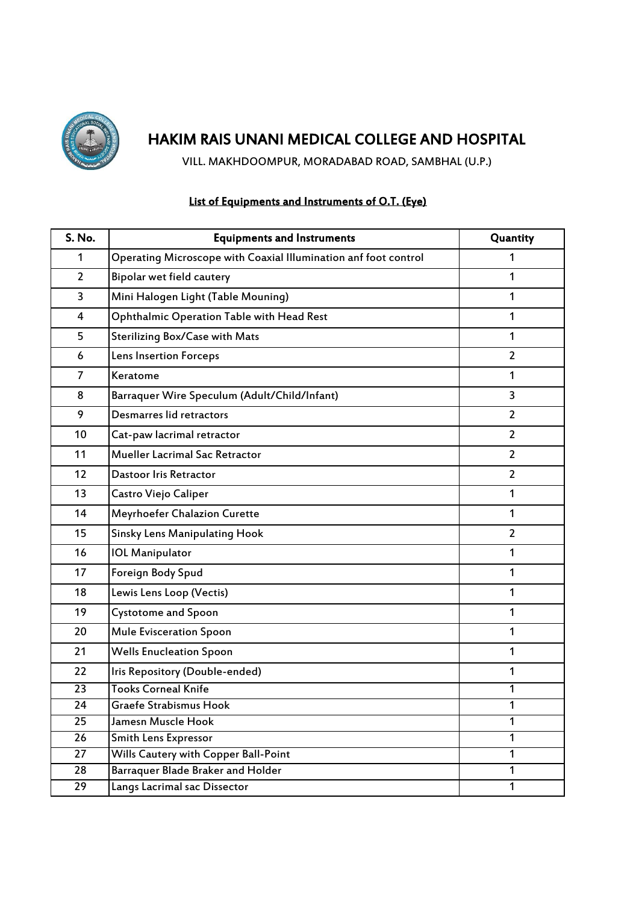# HAKIM RAIS UNANI MEDICAL COLLEGE AND HOSPITAL

VILL. MAKHDOOMPUR, MORADABAD ROAD, SAMBHAL (U.P.)

## List of Equipments and Instruments of O.T. (Eye)

| S. No. | Equipments and Instruments | Quantity |
|---|---|---|
| 1 | Operating Microscope with Coaxial Illumination anf foot control | 1 |
| 2 | Bipolar wet field cautery | 1 |
| 3 | Mini Halogen Light (Table Mouning) | 1 |
| 4 | Ophthalmic Operation Table with Head Rest | 1 |
| 5 | Sterilizing Box/Case with Mats | 1 |
| 6 | Lens Insertion Forceps | 2 |
| 7 | Keratome | 1 |
| 8 | Barraquer Wire Speculum (Adult/Child/Infant) | 3 |
| 9 | Desmarres lid retractors | 2 |
| 10 | Cat-paw lacrimal retractor | 2 |
| 11 | Mueller Lacrimal Sac Retractor | 2 |
| 12 | Dastoor Iris Retractor | 2 |
| 13 | Castro Viejo Caliper | 1 |
| 14 | Meyrhoefer Chalazion Curette | 1 |
| 15 | Sinsky Lens Manipulating Hook | 2 |
| 16 | IOL Manipulator | 1 |
| 17 | Foreign Body Spud | 1 |
| 18 | Lewis Lens Loop (Vectis) | 1 |
| 19 | Cystotome and Spoon | 1 |
| 20 | Mule Evisceration Spoon | 1 |
| 21 | Wells Enucleation Spoon | 1 |
| 22 | Iris Repository (Double-ended) | 1 |
| 23 | Tooks Corneal Knife | 1 |
| 24 | Graefe Strabismus Hook | 1 |
| 25 | Jamesn Muscle Hook | 1 |
| 26 | Smith Lens Expressor | 1 |
| 27 | Wills Cautery with Copper Ball-Point | 1 |
| 28 | Barraquer Blade Braker and Holder | 1 |
| 29 | Langs Lacrimal sac Dissector | 1 |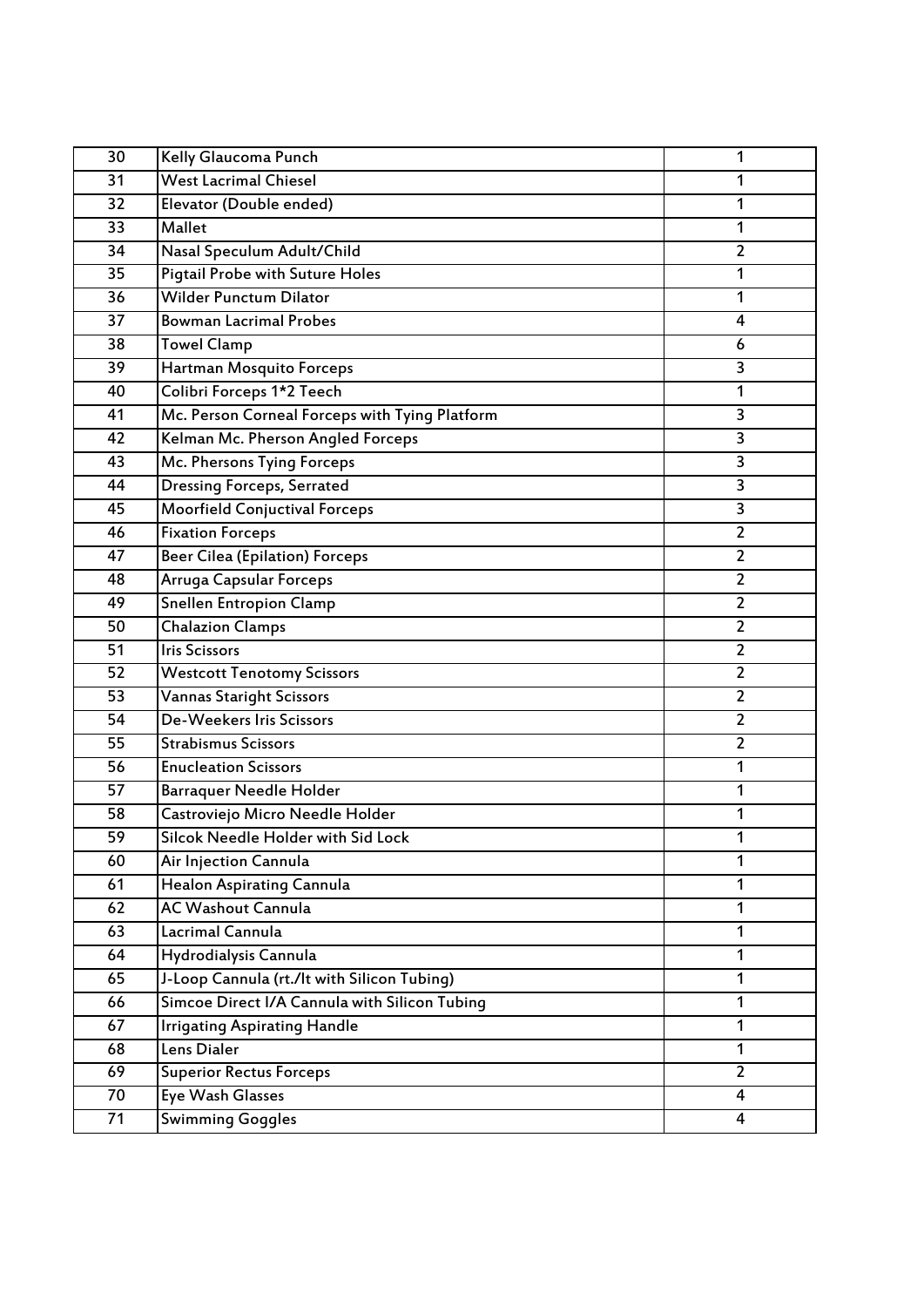| | | |
|---|---|---|
| 30 | Kelly Glaucoma Punch | 1 |
| 31 | West Lacrimal Chiesel | 1 |
| 32 | Elevator (Double ended) | 1 |
| 33 | Mallet | 1 |
| 34 | Nasal Speculum Adult/Child | 2 |
| 35 | Pigtail Probe with Suture Holes | 1 |
| 36 | Wilder Punctum Dilator | 1 |
| 37 | Bowman Lacrimal Probes | 4 |
| 38 | Towel Clamp | 6 |
| 39 | Hartman Mosquito Forceps | 3 |
| 40 | Colibri Forceps 1*2 Teech | 1 |
| 41 | Mc. Person Corneal Forceps with Tying Platform | 3 |
| 42 | Kelman Mc. Pherson Angled Forceps | 3 |
| 43 | Mc. Phersons Tying Forceps | 3 |
| 44 | Dressing Forceps, Serrated | 3 |
| 45 | Moorfield Conjuctival Forceps | 3 |
| 46 | Fixation Forceps | 2 |
| 47 | Beer Cilea (Epilation) Forceps | 2 |
| 48 | Arruga Capsular Forceps | 2 |
| 49 | Snellen Entropion Clamp | 2 |
| 50 | Chalazion Clamps | 2 |
| 51 | Iris Scissors | 2 |
| 52 | Westcott Tenotomy Scissors | 2 |
| 53 | Vannas Staright Scissors | 2 |
| 54 | De-Weekers Iris Scissors | 2 |
| 55 | Strabismus Scissors | 2 |
| 56 | Enucleation Scissors | 1 |
| 57 | Barraquer Needle Holder | 1 |
| 58 | Castroviejo Micro Needle Holder | 1 |
| 59 | Silcok Needle Holder with Sid Lock | 1 |
| 60 | Air Injection Cannula | 1 |
| 61 | Healon Aspirating Cannula | 1 |
| 62 | AC Washout Cannula | 1 |
| 63 | Lacrimal Cannula | 1 |
| 64 | Hydrodialysis Cannula | 1 |
| 65 | J-Loop Cannula (rt./lt with Silicon Tubing) | 1 |
| 66 | Simcoe Direct I/A Cannula with Silicon Tubing | 1 |
| 67 | Irrigating Aspirating Handle | 1 |
| 68 | Lens Dialer | 1 |
| 69 | Superior Rectus Forceps | 2 |
| 70 | Eye Wash Glasses | 4 |
| 71 | Swimming Goggles | 4 |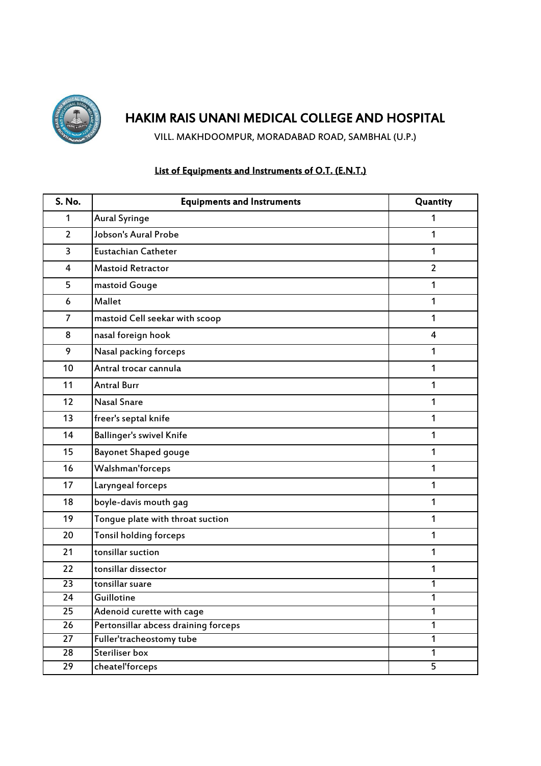# HAKIM RAIS UNANI MEDICAL COLLEGE AND HOSPITAL

VILL. MAKHDOOMPUR, MORADABAD ROAD, SAMBHAL (U.P.)

**List of Equipments and Instruments of O.T. (E.N.T.)**

| S. No. | Equipments and Instruments | Quantity |
|---|---|---|
| 1 | Aural Syringe | 1 |
| 2 | Jobson's Aural Probe | 1 |
| 3 | Eustachian Catheter | 1 |
| 4 | Mastoid Retractor | 2 |
| 5 | mastoid Gouge | 1 |
| 6 | Mallet | 1 |
| 7 | mastoid Cell seekar with scoop | 1 |
| 8 | nasal foreign hook | 4 |
| 9 | Nasal packing forceps | 1 |
| 10 | Antral trocar cannula | 1 |
| 11 | Antral Burr | 1 |
| 12 | Nasal Snare | 1 |
| 13 | freer's septal knife | 1 |
| 14 | Ballinger's swivel Knife | 1 |
| 15 | Bayonet Shaped gouge | 1 |
| 16 | Walshman'forceps | 1 |
| 17 | Laryngeal forceps | 1 |
| 18 | boyle-davis mouth gag | 1 |
| 19 | Tongue plate with throat suction | 1 |
| 20 | Tonsil holding forceps | 1 |
| 21 | tonsillar suction | 1 |
| 22 | tonsillar dissector | 1 |
| 23 | tonsillar suare | 1 |
| 24 | Guillotine | 1 |
| 25 | Adenoid curette with cage | 1 |
| 26 | Pertonsillar abcess draining forceps | 1 |
| 27 | Fuller'tracheostomy tube | 1 |
| 28 | Steriliser box | 1 |
| 29 | cheatel'forceps | 5 |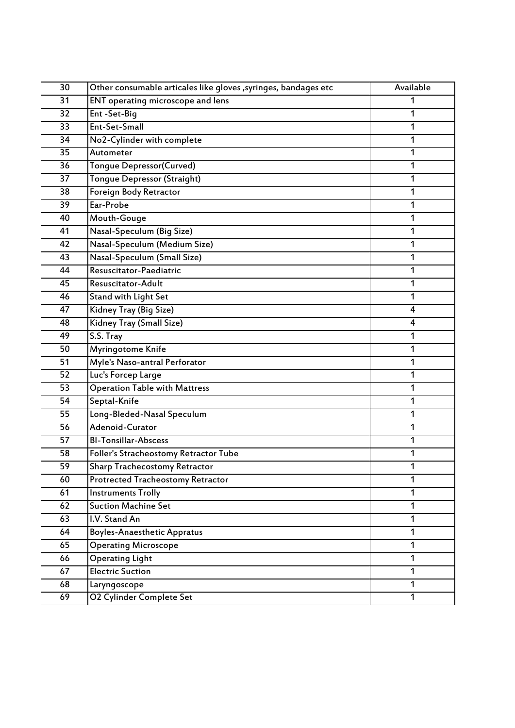| | | |
|---|---|---|
| 30 | Other consumable articales like gloves ,syringes, bandages etc | Available |
| 31 | ENT operating microscope and lens | 1 |
| 32 | Ent -Set-Big | 1 |
| 33 | Ent-Set-Small | 1 |
| 34 | No2-Cylinder with complete | 1 |
| 35 | Autometer | 1 |
| 36 | Tongue Depressor(Curved) | 1 |
| 37 | Tongue Depressor (Straight) | 1 |
| 38 | Foreign Body Retractor | 1 |
| 39 | Ear-Probe | 1 |
| 40 | Mouth-Gouge | 1 |
| 41 | Nasal-Speculum (Big Size) | 1 |
| 42 | Nasal-Speculum (Medium Size) | 1 |
| 43 | Nasal-Speculum (Small Size) | 1 |
| 44 | Resuscitator-Paediatric | 1 |
| 45 | Resuscitator-Adult | 1 |
| 46 | Stand with Light Set | 1 |
| 47 | Kidney Tray (Big Size) | 4 |
| 48 | Kidney Tray (Small Size) | 4 |
| 49 | S.S. Tray | 1 |
| 50 | Myringotome Knife | 1 |
| 51 | Myle's Naso-antral Perforator | 1 |
| 52 | Luc's Forcep Large | 1 |
| 53 | Operation Table with Mattress | 1 |
| 54 | Septal-Knife | 1 |
| 55 | Long-Bleded-Nasal Speculum | 1 |
| 56 | Adenoid-Curator | 1 |
| 57 | BI-Tonsillar-Abscess | 1 |
| 58 | Foller's Stracheostomy Retractor Tube | 1 |
| 59 | Sharp Trachecostomy Retractor | 1 |
| 60 | Protrected Tracheostomy Retractor | 1 |
| 61 | Instruments Trolly | 1 |
| 62 | Suction Machine Set | 1 |
| 63 | I.V. Stand An | 1 |
| 64 | Boyles-Anaesthetic Appratus | 1 |
| 65 | Operating Microscope | 1 |
| 66 | Operating Light | 1 |
| 67 | Electric Suction | 1 |
| 68 | Laryngoscope | 1 |
| 69 | O2 Cylinder Complete Set | 1 |